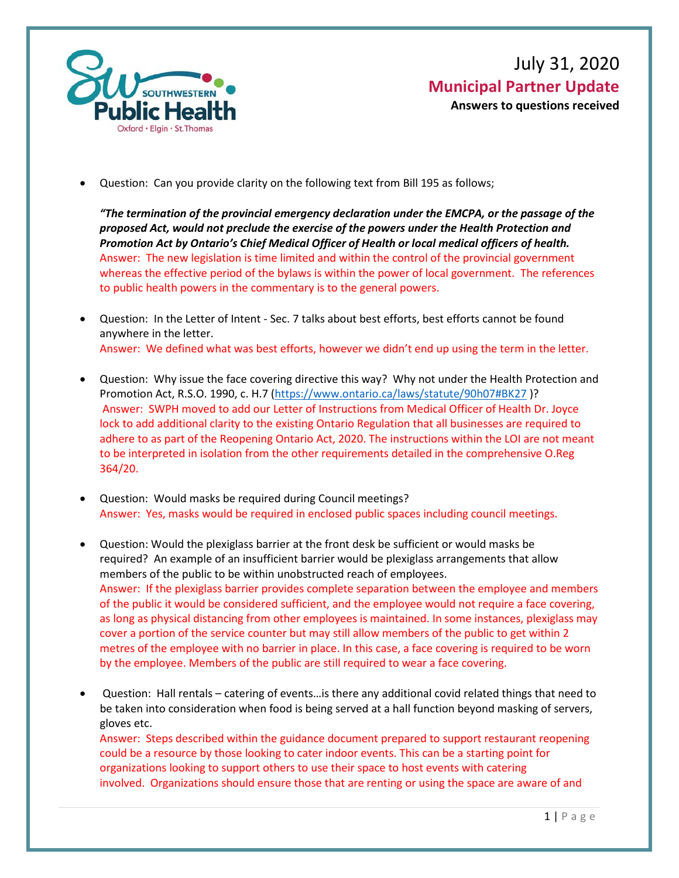July 31, 2020

## Municipal Partner Update

**Answers to questions received**

- Question: Can you provide clarity on the following text from Bill 195 as follows;

  ***"The termination of the provincial emergency declaration under the EMCPA, or the passage of the proposed Act, would not preclude the exercise of the powers under the Health Protection and Promotion Act by Ontario's Chief Medical Officer of Health or local medical officers of health.***

  Answer: The new legislation is time limited and within the control of the provincial government whereas the effective period of the bylaws is within the power of local government. The references to public health powers in the commentary is to the general powers.

- Question: In the Letter of Intent - Sec. 7 talks about best efforts, best efforts cannot be found anywhere in the letter.

  Answer: We defined what was best efforts, however we didn't end up using the term in the letter.

- Question: Why issue the face covering directive this way? Why not under the Health Protection and Promotion Act, R.S.O. 1990, c. H.7 (https://www.ontario.ca/laws/statute/90h07#BK27 )?

  Answer: SWPH moved to add our Letter of Instructions from Medical Officer of Health Dr. Joyce lock to add additional clarity to the existing Ontario Regulation that all businesses are required to adhere to as part of the Reopening Ontario Act, 2020. The instructions within the LOI are not meant to be interpreted in isolation from the other requirements detailed in the comprehensive O.Reg 364/20.

- Question: Would masks be required during Council meetings?

  Answer: Yes, masks would be required in enclosed public spaces including council meetings.

- Question: Would the plexiglass barrier at the front desk be sufficient or would masks be required? An example of an insufficient barrier would be plexiglass arrangements that allow members of the public to be within unobstructed reach of employees.

  Answer: If the plexiglass barrier provides complete separation between the employee and members of the public it would be considered sufficient, and the employee would not require a face covering, as long as physical distancing from other employees is maintained. In some instances, plexiglass may cover a portion of the service counter but may still allow members of the public to get within 2 metres of the employee with no barrier in place. In this case, a face covering is required to be worn by the employee. Members of the public are still required to wear a face covering.

- Question: Hall rentals – catering of events…is there any additional covid related things that need to be taken into consideration when food is being served at a hall function beyond masking of servers, gloves etc.

  Answer: Steps described within the guidance document prepared to support restaurant reopening could be a resource by those looking to cater indoor events. This can be a starting point for organizations looking to support others to use their space to host events with catering involved. Organizations should ensure those that are renting or using the space are aware of and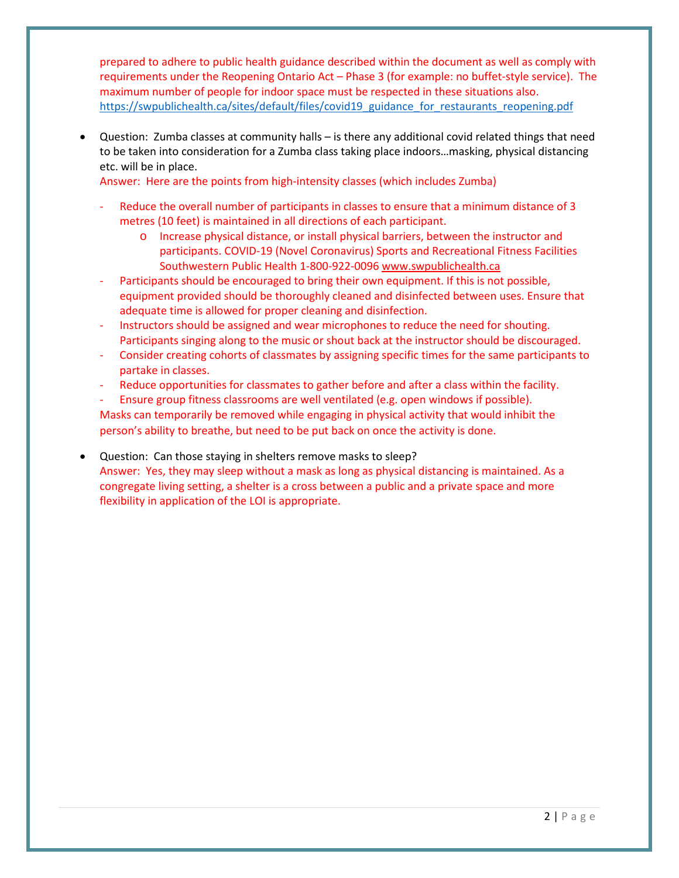prepared to adhere to public health guidance described within the document as well as comply with requirements under the Reopening Ontario Act – Phase 3 (for example: no buffet-style service). The maximum number of people for indoor space must be respected in these situations also. https://swpublichealth.ca/sites/default/files/covid19_guidance_for_restaurants_reopening.pdf

- Question: Zumba classes at community halls – is there any additional covid related things that need to be taken into consideration for a Zumba class taking place indoors…masking, physical distancing etc. will be in place.
  Answer: Here are the points from high-intensity classes (which includes Zumba)
  - Reduce the overall number of participants in classes to ensure that a minimum distance of 3 metres (10 feet) is maintained in all directions of each participant.
    - Increase physical distance, or install physical barriers, between the instructor and participants. COVID-19 (Novel Coronavirus) Sports and Recreational Fitness Facilities Southwestern Public Health 1-800-922-0096 www.swpublichealth.ca
  - Participants should be encouraged to bring their own equipment. If this is not possible, equipment provided should be thoroughly cleaned and disinfected between uses. Ensure that adequate time is allowed for proper cleaning and disinfection.
  - Instructors should be assigned and wear microphones to reduce the need for shouting. Participants singing along to the music or shout back at the instructor should be discouraged.
  - Consider creating cohorts of classmates by assigning specific times for the same participants to partake in classes.
  - Reduce opportunities for classmates to gather before and after a class within the facility.
  - Ensure group fitness classrooms are well ventilated (e.g. open windows if possible).

  Masks can temporarily be removed while engaging in physical activity that would inhibit the person's ability to breathe, but need to be put back on once the activity is done.

- Question: Can those staying in shelters remove masks to sleep?
  Answer: Yes, they may sleep without a mask as long as physical distancing is maintained. As a congregate living setting, a shelter is a cross between a public and a private space and more flexibility in application of the LOI is appropriate.